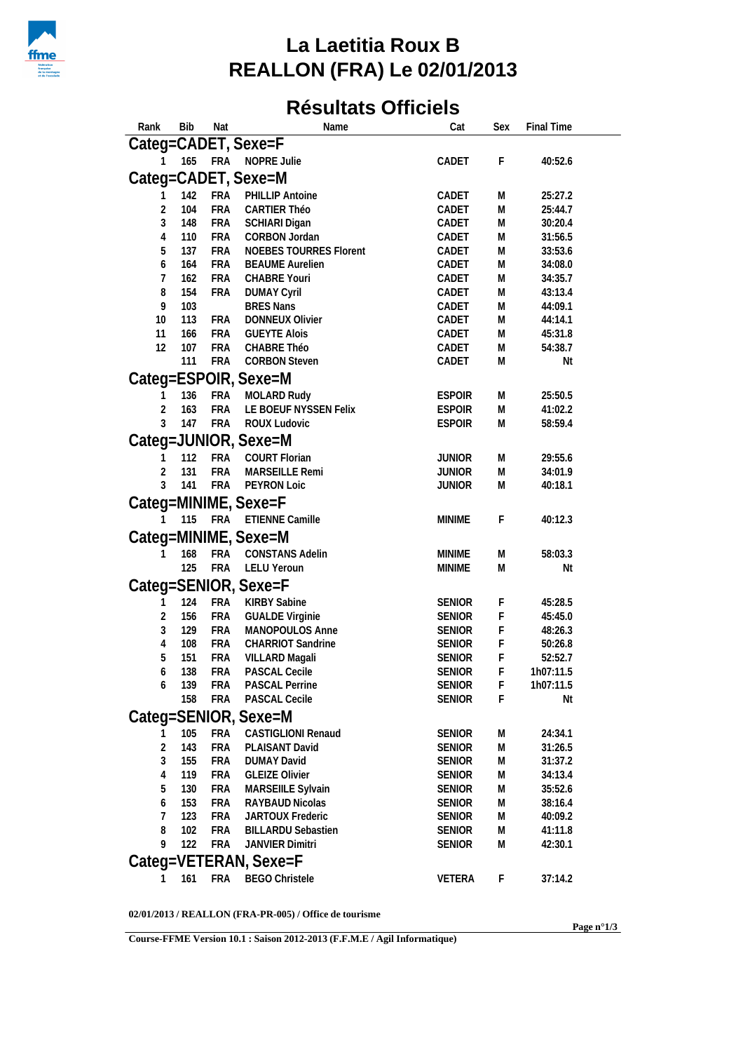# La Laetitia Roux B
# REALLON (FRA) Le 02/01/2013

## Résultats Officiels

| Rank | Bib | Nat | Name | Cat | Sex | Final Time |
|---|---|---|---|---|---|---|
| **Categ=CADET, Sexe=F** | | | | | | |
| 1 | 165 | FRA | NOPRE Julie | CADET | F | 40:52.6 |
| **Categ=CADET, Sexe=M** | | | | | | |
| 1 | 142 | FRA | PHILLIP Antoine | CADET | M | 25:27.2 |
| 2 | 104 | FRA | CARTIER Théo | CADET | M | 25:44.7 |
| 3 | 148 | FRA | SCHIARI Digan | CADET | M | 30:20.4 |
| 4 | 110 | FRA | CORBON Jordan | CADET | M | 31:56.5 |
| 5 | 137 | FRA | NOEBES TOURRES Florent | CADET | M | 33:53.6 |
| 6 | 164 | FRA | BEAUME Aurelien | CADET | M | 34:08.0 |
| 7 | 162 | FRA | CHABRE Youri | CADET | M | 34:35.7 |
| 8 | 154 | FRA | DUMAY Cyril | CADET | M | 43:13.4 |
| 9 | 103 | | BRES Nans | CADET | M | 44:09.1 |
| 10 | 113 | FRA | DONNEUX Olivier | CADET | M | 44:14.1 |
| 11 | 166 | FRA | GUEYTE Alois | CADET | M | 45:31.8 |
| 12 | 107 | FRA | CHABRE Théo | CADET | M | 54:38.7 |
| | 111 | FRA | CORBON Steven | CADET | M | Nt |
| **Categ=ESPOIR, Sexe=M** | | | | | | |
| 1 | 136 | FRA | MOLARD Rudy | ESPOIR | M | 25:50.5 |
| 2 | 163 | FRA | LE BOEUF NYSSEN Felix | ESPOIR | M | 41:02.2 |
| 3 | 147 | FRA | ROUX Ludovic | ESPOIR | M | 58:59.4 |
| **Categ=JUNIOR, Sexe=M** | | | | | | |
| 1 | 112 | FRA | COURT Florian | JUNIOR | M | 29:55.6 |
| 2 | 131 | FRA | MARSEILLE Remi | JUNIOR | M | 34:01.9 |
| 3 | 141 | FRA | PEYRON Loic | JUNIOR | M | 40:18.1 |
| **Categ=MINIME, Sexe=F** | | | | | | |
| 1 | 115 | FRA | ETIENNE Camille | MINIME | F | 40:12.3 |
| **Categ=MINIME, Sexe=M** | | | | | | |
| 1 | 168 | FRA | CONSTANS Adelin | MINIME | M | 58:03.3 |
| | 125 | FRA | LELU Yeroun | MINIME | M | Nt |
| **Categ=SENIOR, Sexe=F** | | | | | | |
| 1 | 124 | FRA | KIRBY Sabine | SENIOR | F | 45:28.5 |
| 2 | 156 | FRA | GUALDE Virginie | SENIOR | F | 45:45.0 |
| 3 | 129 | FRA | MANOPOULOS Anne | SENIOR | F | 48:26.3 |
| 4 | 108 | FRA | CHARRIOT Sandrine | SENIOR | F | 50:26.8 |
| 5 | 151 | FRA | VILLARD Magali | SENIOR | F | 52:52.7 |
| 6 | 138 | FRA | PASCAL Cecile | SENIOR | F | 1h07:11.5 |
| 6 | 139 | FRA | PASCAL Perrine | SENIOR | F | 1h07:11.5 |
| | 158 | FRA | PASCAL Cecile | SENIOR | F | Nt |
| **Categ=SENIOR, Sexe=M** | | | | | | |
| 1 | 105 | FRA | CASTIGLIONI Renaud | SENIOR | M | 24:34.1 |
| 2 | 143 | FRA | PLAISANT David | SENIOR | M | 31:26.5 |
| 3 | 155 | FRA | DUMAY David | SENIOR | M | 31:37.2 |
| 4 | 119 | FRA | GLEIZE Olivier | SENIOR | M | 34:13.4 |
| 5 | 130 | FRA | MARSEILLE Sylvain | SENIOR | M | 35:52.6 |
| 6 | 153 | FRA | RAYBAUD Nicolas | SENIOR | M | 38:16.4 |
| 7 | 123 | FRA | JARTOUX Frederic | SENIOR | M | 40:09.2 |
| 8 | 102 | FRA | BILLARDU Sebastien | SENIOR | M | 41:11.8 |
| 9 | 122 | FRA | JANVIER Dimitri | SENIOR | M | 42:30.1 |
| **Categ=VETERAN, Sexe=F** | | | | | | |
| 1 | 161 | FRA | BEGO Christele | VETERA | F | 37:14.2 |

02/01/2013 / REALLON (FRA-PR-005) / Office de tourisme

Course-FFME Version 10.1 : Saison 2012-2013 (F.F.M.E / Agil Informatique)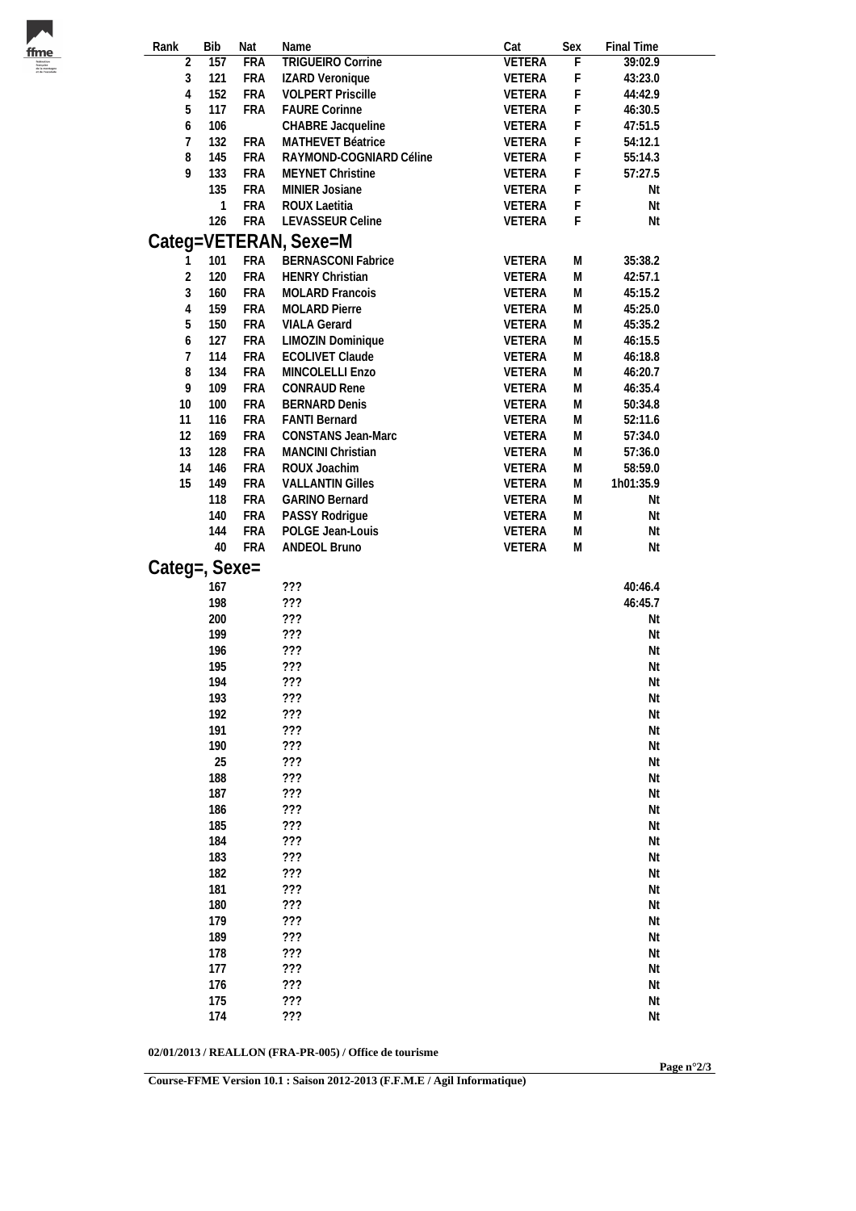| Rank | Bib | Nat | Name | Cat | Sex | Final Time |
|---|---|---|---|---|---|---|
| 2 | 157 | FRA | TRIGUEIRO Corrine | VETERA | F | 39:02.9 |
| 3 | 121 | FRA | IZARD Veronique | VETERA | F | 43:23.0 |
| 4 | 152 | FRA | VOLPERT Priscille | VETERA | F | 44:42.9 |
| 5 | 117 | FRA | FAURE Corinne | VETERA | F | 46:30.5 |
| 6 | 106 | | CHABRE Jacqueline | VETERA | F | 47:51.5 |
| 7 | 132 | FRA | MATHEVET Béatrice | VETERA | F | 54:12.1 |
| 8 | 145 | FRA | RAYMOND-COGNIARD Céline | VETERA | F | 55:14.3 |
| 9 | 133 | FRA | MEYNET Christine | VETERA | F | 57:27.5 |
| | 135 | FRA | MINIER Josiane | VETERA | F | Nt |
| | 1 | FRA | ROUX Laetitia | VETERA | F | Nt |
| | 126 | FRA | LEVASSEUR Celine | VETERA | F | Nt |

## Categ=VETERAN, Sexe=M

| Rank | Bib | Nat | Name | Cat | Sex | Final Time |
|---|---|---|---|---|---|---|
| 1 | 101 | FRA | BERNASCONI Fabrice | VETERA | M | 35:38.2 |
| 2 | 120 | FRA | HENRY Christian | VETERA | M | 42:57.1 |
| 3 | 160 | FRA | MOLARD Francois | VETERA | M | 45:15.2 |
| 4 | 159 | FRA | MOLARD Pierre | VETERA | M | 45:25.0 |
| 5 | 150 | FRA | VIALA Gerard | VETERA | M | 45:35.2 |
| 6 | 127 | FRA | LIMOZIN Dominique | VETERA | M | 46:15.5 |
| 7 | 114 | FRA | ECOLIVET Claude | VETERA | M | 46:18.8 |
| 8 | 134 | FRA | MINCOLELLI Enzo | VETERA | M | 46:20.7 |
| 9 | 109 | FRA | CONRAUD Rene | VETERA | M | 46:35.4 |
| 10 | 100 | FRA | BERNARD Denis | VETERA | M | 50:34.8 |
| 11 | 116 | FRA | FANTI Bernard | VETERA | M | 52:11.6 |
| 12 | 169 | FRA | CONSTANS Jean-Marc | VETERA | M | 57:34.0 |
| 13 | 128 | FRA | MANCINI Christian | VETERA | M | 57:36.0 |
| 14 | 146 | FRA | ROUX Joachim | VETERA | M | 58:59.0 |
| 15 | 149 | FRA | VALLANTIN Gilles | VETERA | M | 1h01:35.9 |
| | 118 | FRA | GARINO Bernard | VETERA | M | Nt |
| | 140 | FRA | PASSY Rodrigue | VETERA | M | Nt |
| | 144 | FRA | POLGE Jean-Louis | VETERA | M | Nt |
| | 40 | FRA | ANDEOL Bruno | VETERA | M | Nt |

## Categ=, Sexe=

| Rank | Bib | Nat | Name | Cat | Sex | Final Time |
|---|---|---|---|---|---|---|
| | 167 | | ??? | | | 40:46.4 |
| | 198 | | ??? | | | 46:45.7 |
| | 200 | | ??? | | | Nt |
| | 199 | | ??? | | | Nt |
| | 196 | | ??? | | | Nt |
| | 195 | | ??? | | | Nt |
| | 194 | | ??? | | | Nt |
| | 193 | | ??? | | | Nt |
| | 192 | | ??? | | | Nt |
| | 191 | | ??? | | | Nt |
| | 190 | | ??? | | | Nt |
| | 25 | | ??? | | | Nt |
| | 188 | | ??? | | | Nt |
| | 187 | | ??? | | | Nt |
| | 186 | | ??? | | | Nt |
| | 185 | | ??? | | | Nt |
| | 184 | | ??? | | | Nt |
| | 183 | | ??? | | | Nt |
| | 182 | | ??? | | | Nt |
| | 181 | | ??? | | | Nt |
| | 180 | | ??? | | | Nt |
| | 179 | | ??? | | | Nt |
| | 189 | | ??? | | | Nt |
| | 178 | | ??? | | | Nt |
| | 177 | | ??? | | | Nt |
| | 176 | | ??? | | | Nt |
| | 175 | | ??? | | | Nt |
| | 174 | | ??? | | | Nt |

**02/01/2013 / REALLON (FRA-PR-005) / Office de tourisme**

**Course-FFME Version 10.1 : Saison 2012-2013 (F.F.M.E / Agil Informatique)**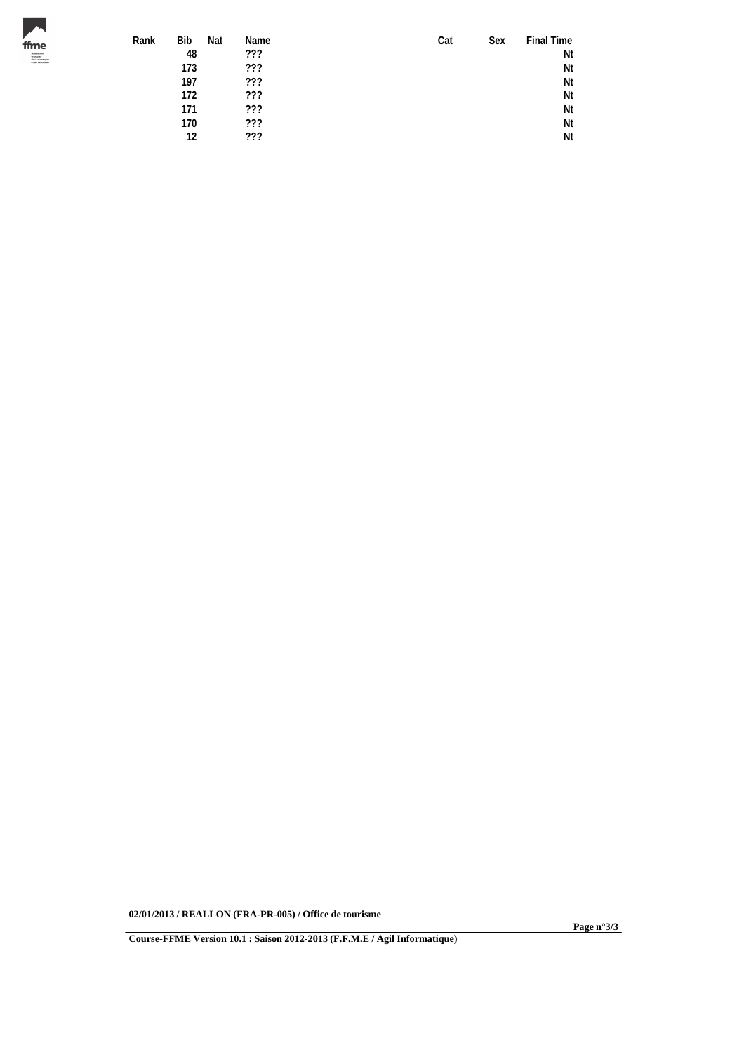| Rank | Bib | Nat | Name | Cat | Sex | Final Time |
|---|---|---|---|---|---|---|
| | 48 | | ??? | | | Nt |
| | 173 | | ??? | | | Nt |
| | 197 | | ??? | | | Nt |
| | 172 | | ??? | | | Nt |
| | 171 | | ??? | | | Nt |
| | 170 | | ??? | | | Nt |
| | 12 | | ??? | | | Nt |

**02/01/2013 / REALLON (FRA-PR-005) / Office de tourisme**

**Course-FFME Version 10.1 : Saison 2012-2013 (F.F.M.E / Agil Informatique)**